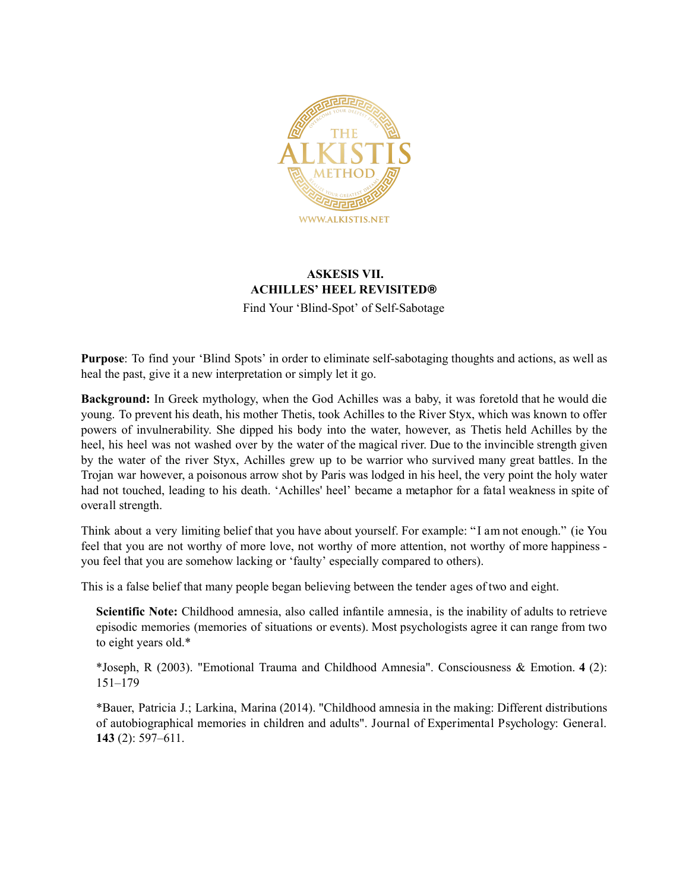# ASKESIS VII.
# ACHILLES' HEEL REVISITED®

Find Your 'Blind-Spot' of Self-Sabotage

**Purpose**: To find your 'Blind Spots' in order to eliminate self-sabotaging thoughts and actions, as well as heal the past, give it a new interpretation or simply let it go.

**Background:** In Greek mythology, when the God Achilles was a baby, it was foretold that he would die young. To prevent his death, his mother Thetis, took Achilles to the River Styx, which was known to offer powers of invulnerability. She dipped his body into the water, however, as Thetis held Achilles by the heel, his heel was not washed over by the water of the magical river. Due to the invincible strength given by the water of the river Styx, Achilles grew up to be warrior who survived many great battles. In the Trojan war however, a poisonous arrow shot by Paris was lodged in his heel, the very point the holy water had not touched, leading to his death. 'Achilles' heel' became a metaphor for a fatal weakness in spite of overall strength.

Think about a very limiting belief that you have about yourself. For example: "I am not enough." (ie You feel that you are not worthy of more love, not worthy of more attention, not worthy of more happiness - you feel that you are somehow lacking or 'faulty' especially compared to others).

This is a false belief that many people began believing between the tender ages of two and eight.

> **Scientific Note:** Childhood amnesia, also called infantile amnesia, is the inability of adults to retrieve episodic memories (memories of situations or events). Most psychologists agree it can range from two to eight years old.*
>
> *Joseph, R (2003). "Emotional Trauma and Childhood Amnesia". Consciousness & Emotion. **4** (2): 151–179
>
> *Bauer, Patricia J.; Larkina, Marina (2014). "Childhood amnesia in the making: Different distributions of autobiographical memories in children and adults". Journal of Experimental Psychology: General. **143** (2): 597–611.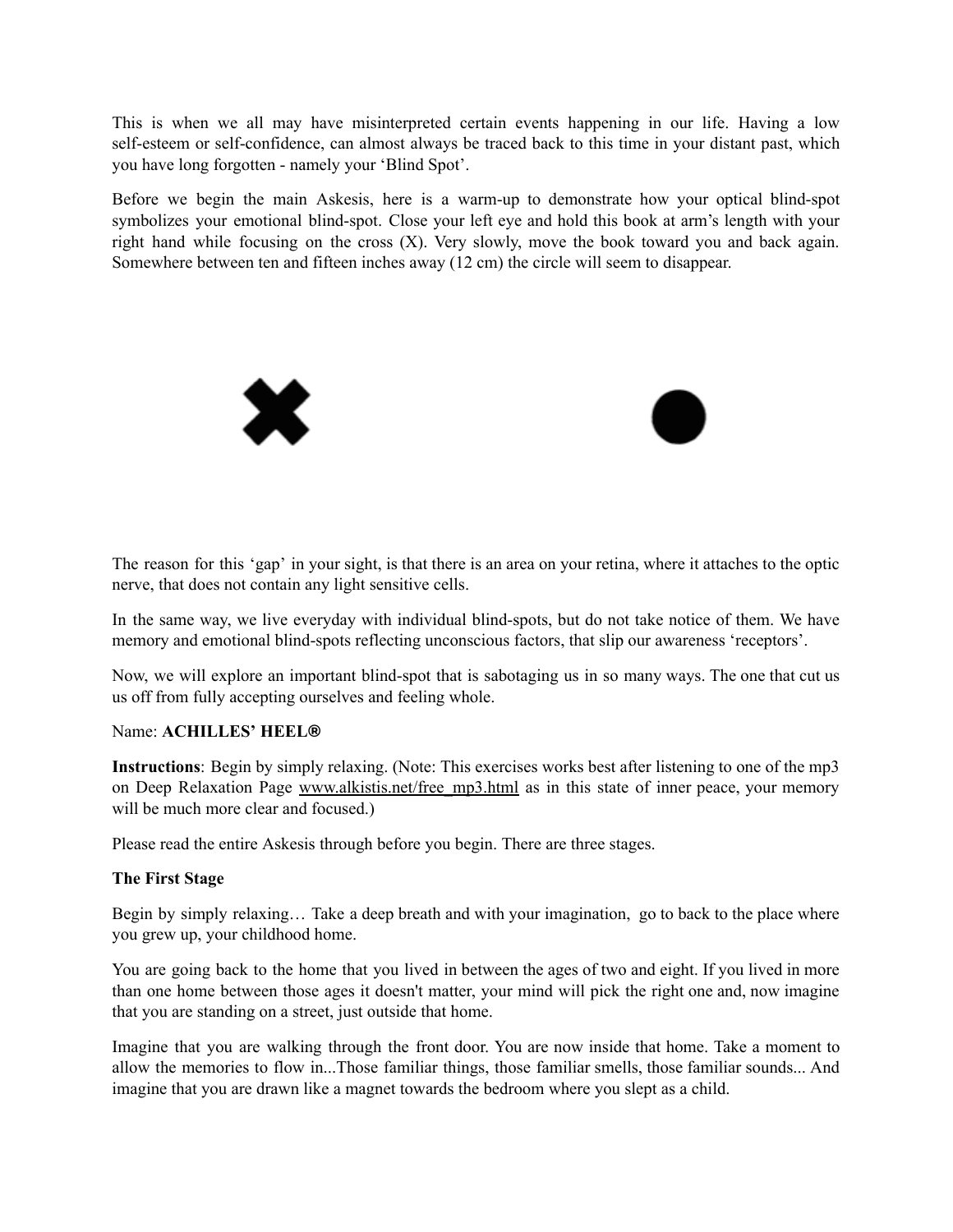This is when we all may have misinterpreted certain events happening in our life. Having a low self-esteem or self-confidence, can almost always be traced back to this time in your distant past, which you have long forgotten - namely your 'Blind Spot'.

Before we begin the main Askesis, here is a warm-up to demonstrate how your optical blind-spot symbolizes your emotional blind-spot. Close your left eye and hold this book at arm's length with your right hand while focusing on the cross (X). Very slowly, move the book toward you and back again. Somewhere between ten and fifteen inches away (12 cm) the circle will seem to disappear.

✖ ●

The reason for this 'gap' in your sight, is that there is an area on your retina, where it attaches to the optic nerve, that does not contain any light sensitive cells.

In the same way, we live everyday with individual blind-spots, but do not take notice of them. We have memory and emotional blind-spots reflecting unconscious factors, that slip our awareness 'receptors'.

Now, we will explore an important blind-spot that is sabotaging us in so many ways. The one that cut us us off from fully accepting ourselves and feeling whole.

Name: **ACHILLES' HEEL®**

**Instructions**: Begin by simply relaxing. (Note: This exercises works best after listening to one of the mp3 on Deep Relaxation Page www.alkistis.net/free_mp3.html as in this state of inner peace, your memory will be much more clear and focused.)

Please read the entire Askesis through before you begin. There are three stages.

**The First Stage**

Begin by simply relaxing… Take a deep breath and with your imagination, go to back to the place where you grew up, your childhood home.

You are going back to the home that you lived in between the ages of two and eight. If you lived in more than one home between those ages it doesn't matter, your mind will pick the right one and, now imagine that you are standing on a street, just outside that home.

Imagine that you are walking through the front door. You are now inside that home. Take a moment to allow the memories to flow in...Those familiar things, those familiar smells, those familiar sounds... And imagine that you are drawn like a magnet towards the bedroom where you slept as a child.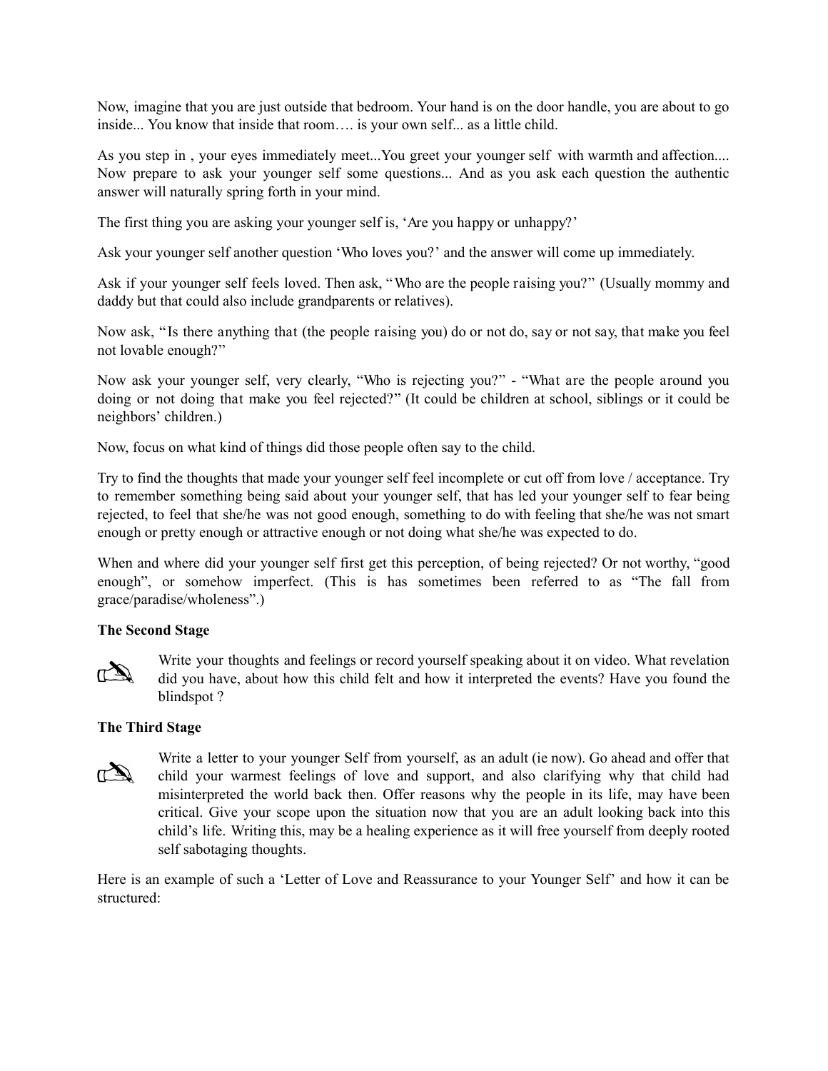Now, imagine that you are just outside that bedroom. Your hand is on the door handle, you are about to go inside... You know that inside that room…. is your own self... as a little child.

As you step in , your eyes immediately meet...You greet your younger self with warmth and affection.... Now prepare to ask your younger self some questions... And as you ask each question the authentic answer will naturally spring forth in your mind.

The first thing you are asking your younger self is, 'Are you happy or unhappy?'

Ask your younger self another question 'Who loves you?' and the answer will come up immediately.

Ask if your younger self feels loved. Then ask, "Who are the people raising you?" (Usually mommy and daddy but that could also include grandparents or relatives).

Now ask, "Is there anything that (the people raising you) do or not do, say or not say, that make you feel not lovable enough?"

Now ask your younger self, very clearly, "Who is rejecting you?" - "What are the people around you doing or not doing that make you feel rejected?" (It could be children at school, siblings or it could be neighbors' children.)

Now, focus on what kind of things did those people often say to the child.

Try to find the thoughts that made your younger self feel incomplete or cut off from love / acceptance. Try to remember something being said about your younger self, that has led your younger self to fear being rejected, to feel that she/he was not good enough, something to do with feeling that she/he was not smart enough or pretty enough or attractive enough or not doing what she/he was expected to do.

When and where did your younger self first get this perception, of being rejected? Or not worthy, "good enough", or somehow imperfect. (This is has sometimes been referred to as "The fall from grace/paradise/wholeness".)

**The Second Stage**

✍ Write your thoughts and feelings or record yourself speaking about it on video. What revelation did you have, about how this child felt and how it interpreted the events? Have you found the blindspot ?

**The Third Stage**

✍ Write a letter to your younger Self from yourself, as an adult (ie now). Go ahead and offer that child your warmest feelings of love and support, and also clarifying why that child had misinterpreted the world back then. Offer reasons why the people in its life, may have been critical. Give your scope upon the situation now that you are an adult looking back into this child's life. Writing this, may be a healing experience as it will free yourself from deeply rooted self sabotaging thoughts.

Here is an example of such a 'Letter of Love and Reassurance to your Younger Self' and how it can be structured: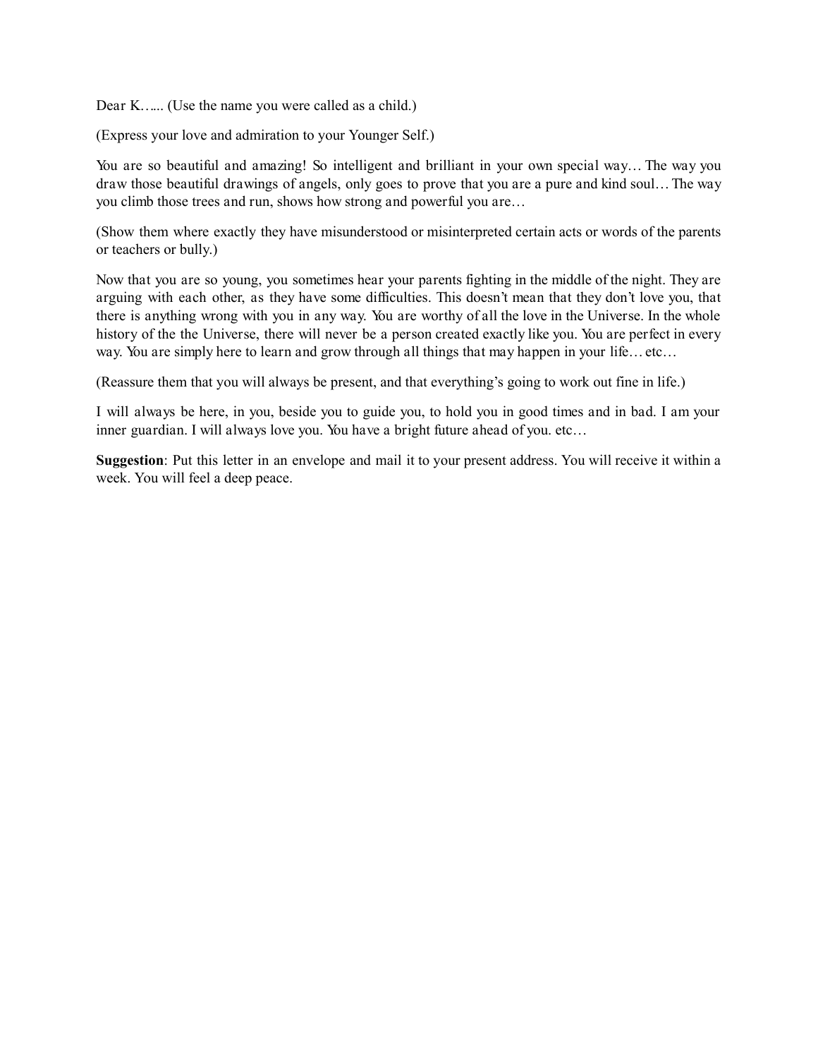Dear K…... (Use the name you were called as a child.)

(Express your love and admiration to your Younger Self.)

You are so beautiful and amazing! So intelligent and brilliant in your own special way… The way you draw those beautiful drawings of angels, only goes to prove that you are a pure and kind soul… The way you climb those trees and run, shows how strong and powerful you are…

(Show them where exactly they have misunderstood or misinterpreted certain acts or words of the parents or teachers or bully.)

Now that you are so young, you sometimes hear your parents fighting in the middle of the night. They are arguing with each other, as they have some difficulties. This doesn't mean that they don't love you, that there is anything wrong with you in any way. You are worthy of all the love in the Universe. In the whole history of the the Universe, there will never be a person created exactly like you. You are perfect in every way. You are simply here to learn and grow through all things that may happen in your life… etc…

(Reassure them that you will always be present, and that everything's going to work out fine in life.)

I will always be here, in you, beside you to guide you, to hold you in good times and in bad. I am your inner guardian. I will always love you. You have a bright future ahead of you. etc…

**Suggestion**: Put this letter in an envelope and mail it to your present address. You will receive it within a week. You will feel a deep peace.